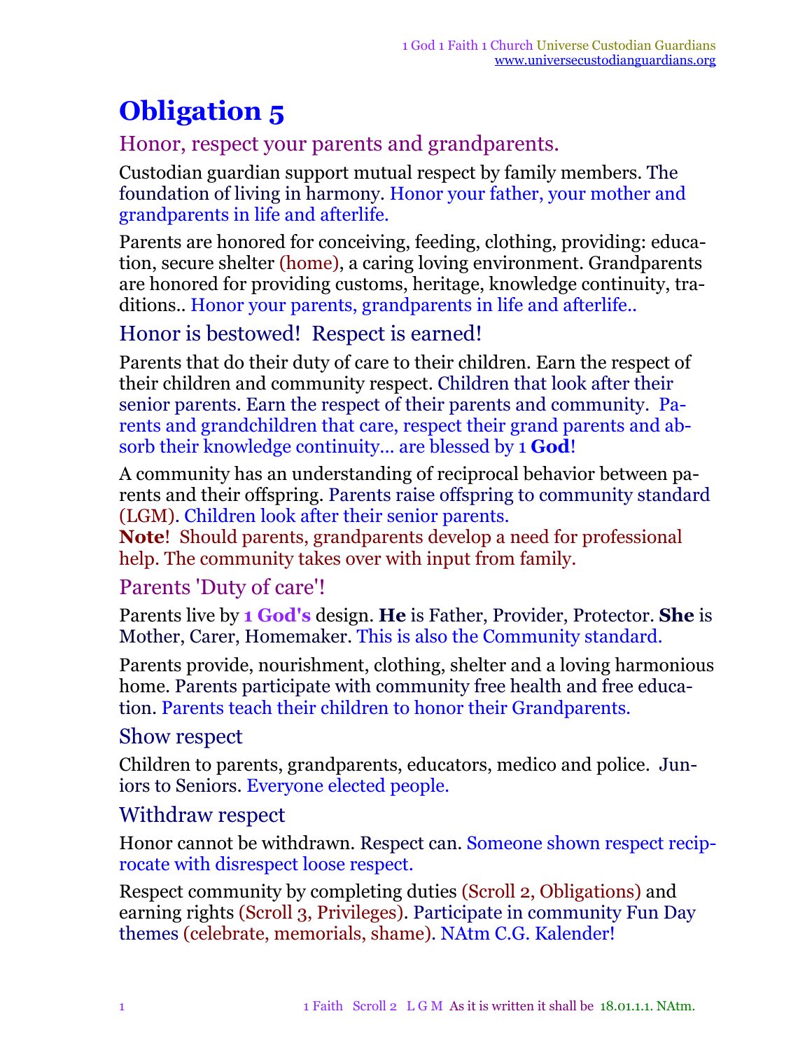# Obligation 5

## Honor, respect your parents and grandparents.

Custodian guardian support mutual respect by family members. The foundation of living in harmony. Honor your father, your mother and grandparents in life and afterlife.

Parents are honored for conceiving, feeding, clothing, providing: education, secure shelter (home), a caring loving environment. Grandparents are honored for providing customs, heritage, knowledge continuity, traditions.. Honor your parents, grandparents in life and afterlife..

## Honor is bestowed! Respect is earned!

Parents that do their duty of care to their children. Earn the respect of their children and community respect. Children that look after their senior parents. Earn the respect of their parents and community. Parents and grandchildren that care, respect their grand parents and absorb their knowledge continuity... are blessed by 1 **God**!

A community has an understanding of reciprocal behavior between parents and their offspring. Parents raise offspring to community standard (LGM). Children look after their senior parents.
**Note**! Should parents, grandparents develop a need for professional help. The community takes over with input from family.

## Parents 'Duty of care'!

Parents live by **1 God's** design. **He** is Father, Provider, Protector. **She** is Mother, Carer, Homemaker. This is also the Community standard.

Parents provide, nourishment, clothing, shelter and a loving harmonious home. Parents participate with community free health and free education. Parents teach their children to honor their Grandparents.

## Show respect

Children to parents, grandparents, educators, medico and police. Juniors to Seniors. Everyone elected people.

## Withdraw respect

Honor cannot be withdrawn. Respect can. Someone shown respect reciprocate with disrespect loose respect.

Respect community by completing duties (Scroll 2, Obligations) and earning rights (Scroll 3, Privileges). Participate in community Fun Day themes (celebrate, memorials, shame). NAtm C.G. Kalender!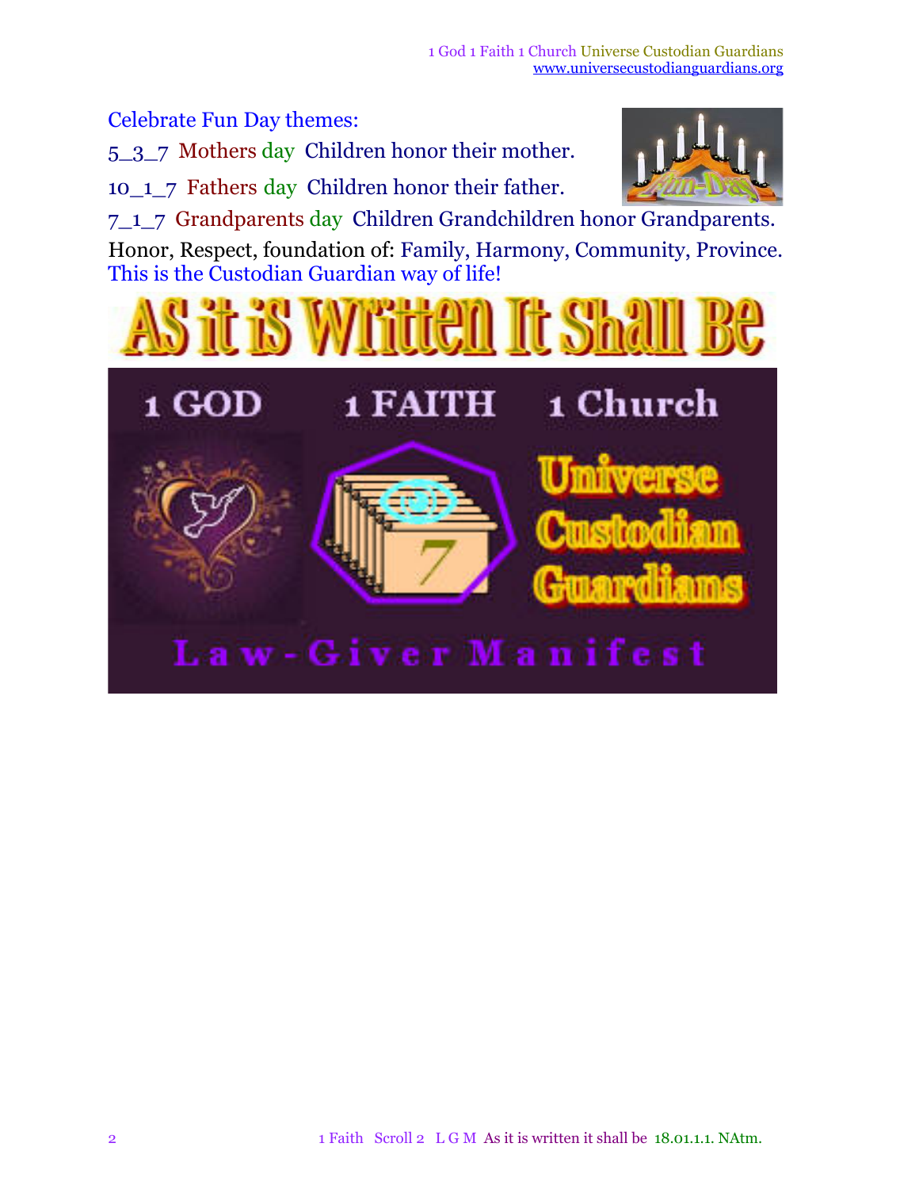Celebrate Fun Day themes:

5_3_7 Mothers day Children honor their mother.

10_1_7 Fathers day Children honor their father.

7_1_7 Grandparents day Children Grandchildren honor Grandparents.

Honor, Respect, foundation of: Family, Harmony, Community, Province.
This is the Custodian Guardian way of life!

AS it iS Written It Shall Be

1 GOD 1 FAITH 1 Church

Universe Custodian Guardians

Law-Giver Manifest